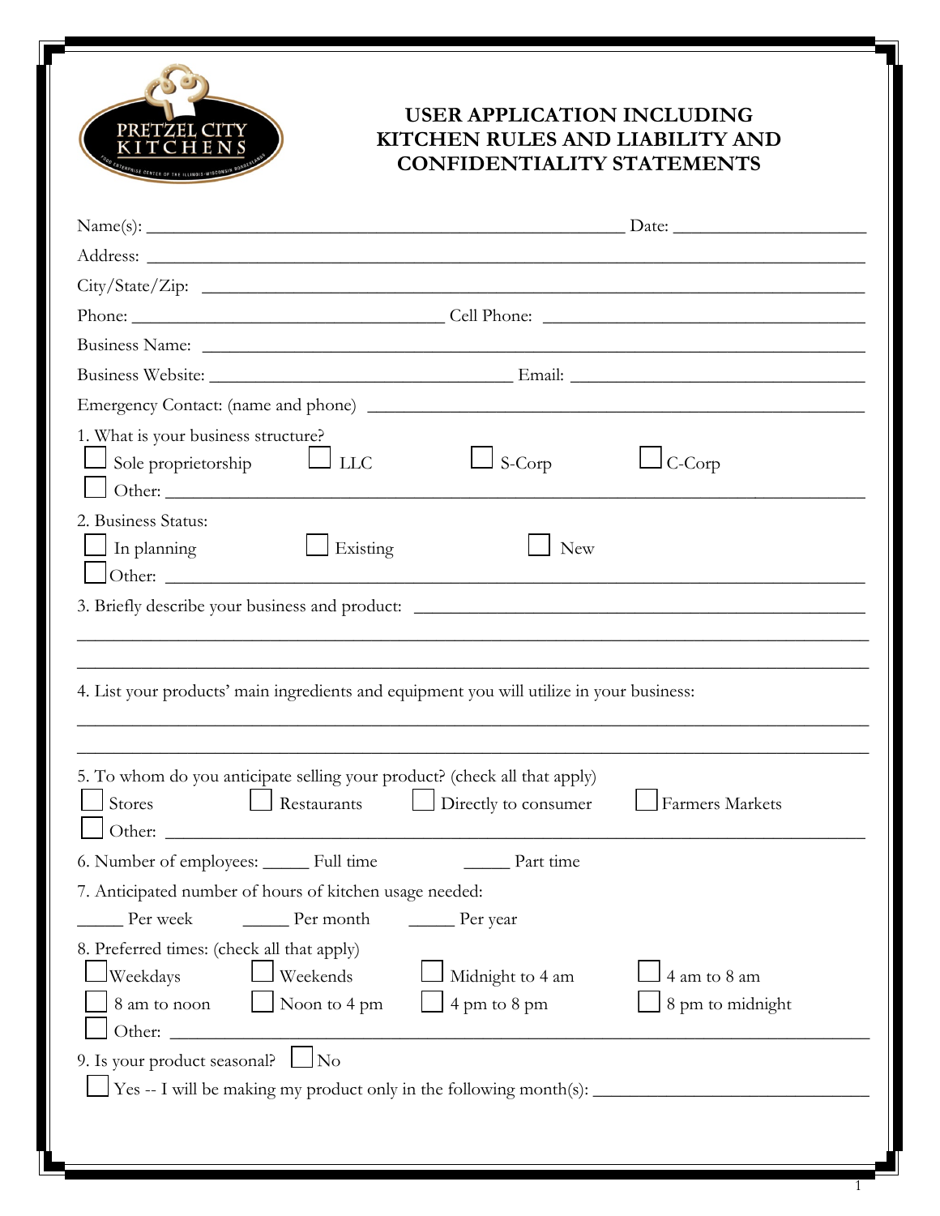PRETZEL CITY KITCHENS

FOOD ENTERPRISE CENTER OF THE ILLINOIS-WISCONSIN BORDERLANDS

# USER APPLICATION INCLUDING KITCHEN RULES AND LIABILITY AND CONFIDENTIALITY STATEMENTS

Name(s): ______________________________________________ Date: __________________

Address: ______________________________________________________________________

City/State/Zip: __________________________________________________________________

Phone: ______________________________ Cell Phone: ______________________________

Business Name: __________________________________________________________________

Business Website: ___________________________ Email: ____________________________

Emergency Contact: (name and phone) _____________________________________________

1. What is your business structure?
   - ☐ Sole proprietorship
   - ☐ LLC
   - ☐ S-Corp
   - ☐ C-Corp
   - ☐ Other: ______________________________________________________________

2. Business Status:
   - ☐ In planning
   - ☐ Existing
   - ☐ New
   - ☐ Other: ______________________________________________________________

3. Briefly describe your business and product: ________________________________________

_____________________________________________________________________________

_____________________________________________________________________________

4. List your products' main ingredients and equipment you will utilize in your business:

_____________________________________________________________________________

_____________________________________________________________________________

5. To whom do you anticipate selling your product? (check all that apply)
   - ☐ Stores
   - ☐ Restaurants
   - ☐ Directly to consumer
   - ☐ Farmers Markets
   - ☐ Other: ______________________________________________________________

6. Number of employees: _____ Full time _____ Part time

7. Anticipated number of hours of kitchen usage needed:

   _____ Per week _____ Per month _____ Per year

8. Preferred times: (check all that apply)
   - ☐ Weekdays
   - ☐ Weekends
   - ☐ Midnight to 4 am
   - ☐ 4 am to 8 am
   - ☐ 8 am to noon
   - ☐ Noon to 4 pm
   - ☐ 4 pm to 8 pm
   - ☐ 8 pm to midnight
   - ☐ Other: ______________________________________________________________

9. Is your product seasonal? ☐ No
   - ☐ Yes -- I will be making my product only in the following month(s): ____________________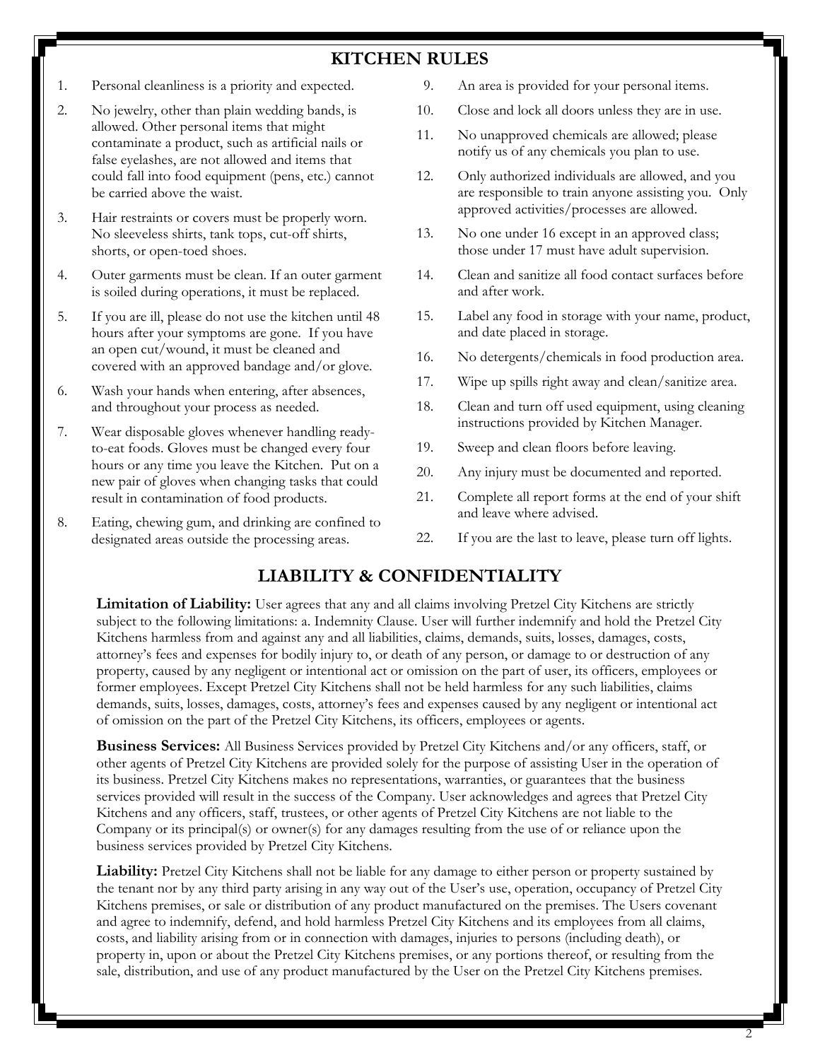## KITCHEN RULES

1. Personal cleanliness is a priority and expected.
2. No jewelry, other than plain wedding bands, is allowed. Other personal items that might contaminate a product, such as artificial nails or false eyelashes, are not allowed and items that could fall into food equipment (pens, etc.) cannot be carried above the waist.
3. Hair restraints or covers must be properly worn. No sleeveless shirts, tank tops, cut-off shirts, shorts, or open-toed shoes.
4. Outer garments must be clean. If an outer garment is soiled during operations, it must be replaced.
5. If you are ill, please do not use the kitchen until 48 hours after your symptoms are gone. If you have an open cut/wound, it must be cleaned and covered with an approved bandage and/or glove.
6. Wash your hands when entering, after absences, and throughout your process as needed.
7. Wear disposable gloves whenever handling ready-to-eat foods. Gloves must be changed every four hours or any time you leave the Kitchen. Put on a new pair of gloves when changing tasks that could result in contamination of food products.
8. Eating, chewing gum, and drinking are confined to designated areas outside the processing areas.
9. An area is provided for your personal items.
10. Close and lock all doors unless they are in use.
11. No unapproved chemicals are allowed; please notify us of any chemicals you plan to use.
12. Only authorized individuals are allowed, and you are responsible to train anyone assisting you. Only approved activities/processes are allowed.
13. No one under 16 except in an approved class; those under 17 must have adult supervision.
14. Clean and sanitize all food contact surfaces before and after work.
15. Label any food in storage with your name, product, and date placed in storage.
16. No detergents/chemicals in food production area.
17. Wipe up spills right away and clean/sanitize area.
18. Clean and turn off used equipment, using cleaning instructions provided by Kitchen Manager.
19. Sweep and clean floors before leaving.
20. Any injury must be documented and reported.
21. Complete all report forms at the end of your shift and leave where advised.
22. If you are the last to leave, please turn off lights.

## LIABILITY & CONFIDENTIALITY

**Limitation of Liability:** User agrees that any and all claims involving Pretzel City Kitchens are strictly subject to the following limitations: a. Indemnity Clause. User will further indemnify and hold the Pretzel City Kitchens harmless from and against any and all liabilities, claims, demands, suits, losses, damages, costs, attorney's fees and expenses for bodily injury to, or death of any person, or damage to or destruction of any property, caused by any negligent or intentional act or omission on the part of user, its officers, employees or former employees. Except Pretzel City Kitchens shall not be held harmless for any such liabilities, claims demands, suits, losses, damages, costs, attorney's fees and expenses caused by any negligent or intentional act of omission on the part of the Pretzel City Kitchens, its officers, employees or agents.

**Business Services:** All Business Services provided by Pretzel City Kitchens and/or any officers, staff, or other agents of Pretzel City Kitchens are provided solely for the purpose of assisting User in the operation of its business. Pretzel City Kitchens makes no representations, warranties, or guarantees that the business services provided will result in the success of the Company. User acknowledges and agrees that Pretzel City Kitchens and any officers, staff, trustees, or other agents of Pretzel City Kitchens are not liable to the Company or its principal(s) or owner(s) for any damages resulting from the use of or reliance upon the business services provided by Pretzel City Kitchens.

**Liability:** Pretzel City Kitchens shall not be liable for any damage to either person or property sustained by the tenant nor by any third party arising in any way out of the User's use, operation, occupancy of Pretzel City Kitchens premises, or sale or distribution of any product manufactured on the premises. The Users covenant and agree to indemnify, defend, and hold harmless Pretzel City Kitchens and its employees from all claims, costs, and liability arising from or in connection with damages, injuries to persons (including death), or property in, upon or about the Pretzel City Kitchens premises, or any portions thereof, or resulting from the sale, distribution, and use of any product manufactured by the User on the Pretzel City Kitchens premises.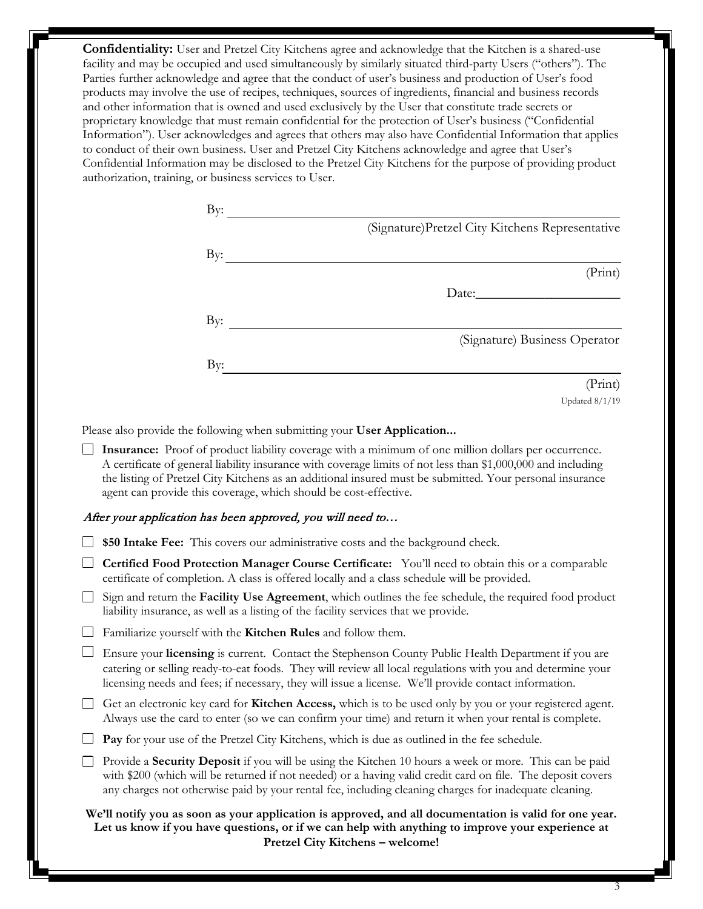**Confidentiality:** User and Pretzel City Kitchens agree and acknowledge that the Kitchen is a shared-use facility and may be occupied and used simultaneously by similarly situated third-party Users ("others"). The Parties further acknowledge and agree that the conduct of user's business and production of User's food products may involve the use of recipes, techniques, sources of ingredients, financial and business records and other information that is owned and used exclusively by the User that constitute trade secrets or proprietary knowledge that must remain confidential for the protection of User's business ("Confidential Information"). User acknowledges and agrees that others may also have Confidential Information that applies to conduct of their own business. User and Pretzel City Kitchens acknowledge and agree that User's Confidential Information may be disclosed to the Pretzel City Kitchens for the purpose of providing product authorization, training, or business services to User.

By: ______________________________________________
(Signature)Pretzel City Kitchens Representative

By: ______________________________________________
(Print)

Date:______________________

By: ______________________________________________
(Signature) Business Operator

By: ______________________________________________
(Print)

Updated 8/1/19

Please also provide the following when submitting your **User Application...**

- ☐ **Insurance:** Proof of product liability coverage with a minimum of one million dollars per occurrence. A certificate of general liability insurance with coverage limits of not less than $1,000,000 and including the listing of Pretzel City Kitchens as an additional insured must be submitted. Your personal insurance agent can provide this coverage, which should be cost-effective.

*After your application has been approved, you will need to…*

- ☐ **$50 Intake Fee:** This covers our administrative costs and the background check.
- ☐ **Certified Food Protection Manager Course Certificate:** You'll need to obtain this or a comparable certificate of completion. A class is offered locally and a class schedule will be provided.
- ☐ Sign and return the **Facility Use Agreement**, which outlines the fee schedule, the required food product liability insurance, as well as a listing of the facility services that we provide.
- ☐ Familiarize yourself with the **Kitchen Rules** and follow them.
- ☐ Ensure your **licensing** is current. Contact the Stephenson County Public Health Department if you are catering or selling ready-to-eat foods. They will review all local regulations with you and determine your licensing needs and fees; if necessary, they will issue a license. We'll provide contact information.
- ☐ Get an electronic key card for **Kitchen Access,** which is to be used only by you or your registered agent. Always use the card to enter (so we can confirm your time) and return it when your rental is complete.
- ☐ **Pay** for your use of the Pretzel City Kitchens, which is due as outlined in the fee schedule.
- ☐ Provide a **Security Deposit** if you will be using the Kitchen 10 hours a week or more. This can be paid with $200 (which will be returned if not needed) or a having valid credit card on file. The deposit covers any charges not otherwise paid by your rental fee, including cleaning charges for inadequate cleaning.

**We'll notify you as soon as your application is approved, and all documentation is valid for one year. Let us know if you have questions, or if we can help with anything to improve your experience at Pretzel City Kitchens – welcome!**